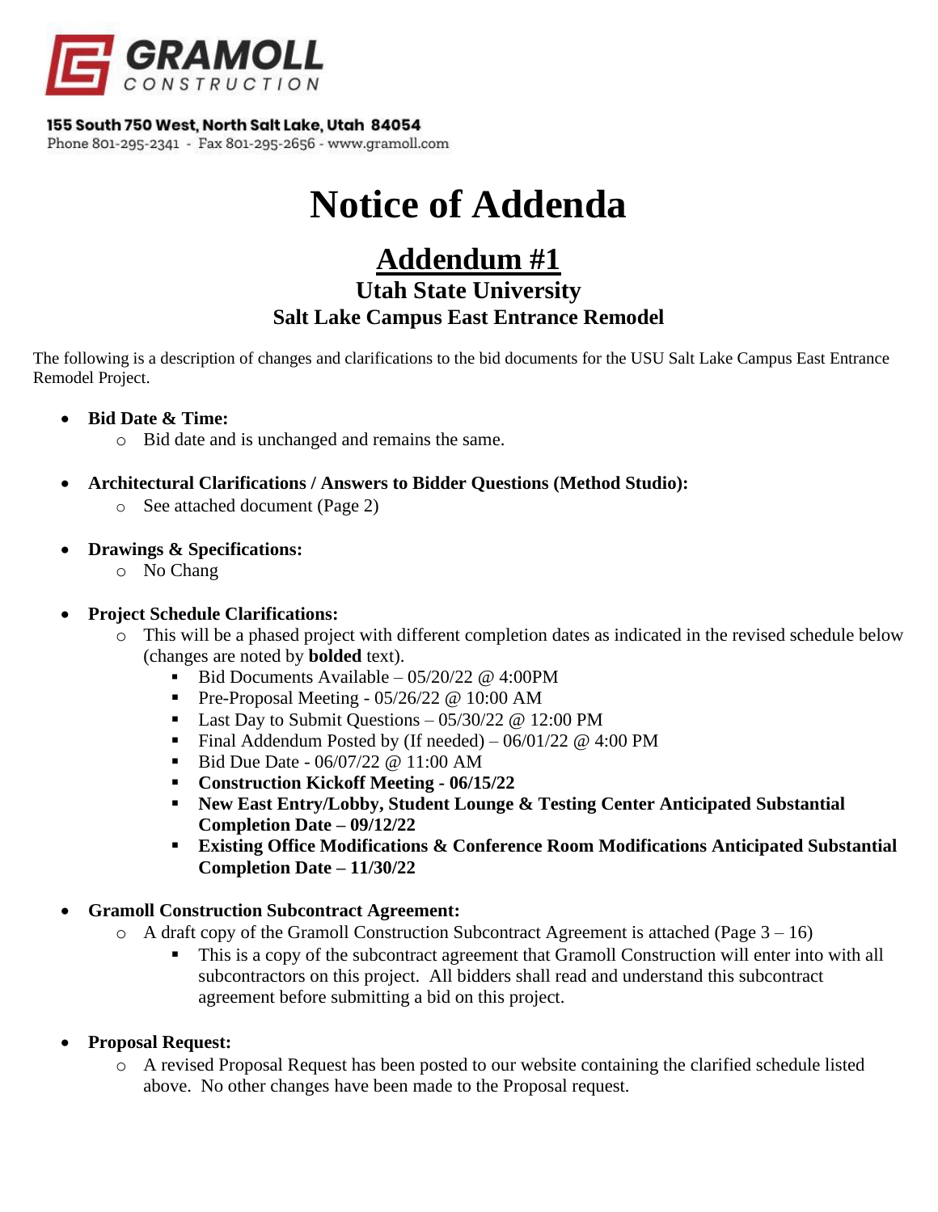**GRAMOLL**
CONSTRUCTION

**155 South 750 West, North Salt Lake, Utah 84054**
Phone 801-295-2341 - Fax 801-295-2656 - www.gramoll.com

# Notice of Addenda

## Addendum #1

### Utah State University
### Salt Lake Campus East Entrance Remodel

The following is a description of changes and clarifications to the bid documents for the USU Salt Lake Campus East Entrance Remodel Project.

- **Bid Date & Time:**
  - Bid date and is unchanged and remains the same.
- **Architectural Clarifications / Answers to Bidder Questions (Method Studio):**
  - See attached document (Page 2)
- **Drawings & Specifications:**
  - No Chang
- **Project Schedule Clarifications:**
  - This will be a phased project with different completion dates as indicated in the revised schedule below (changes are noted by **bolded** text).
    - Bid Documents Available – 05/20/22 @ 4:00PM
    - Pre-Proposal Meeting - 05/26/22 @ 10:00 AM
    - Last Day to Submit Questions – 05/30/22 @ 12:00 PM
    - Final Addendum Posted by (If needed) – 06/01/22 @ 4:00 PM
    - Bid Due Date - 06/07/22 @ 11:00 AM
    - **Construction Kickoff Meeting - 06/15/22**
    - **New East Entry/Lobby, Student Lounge & Testing Center Anticipated Substantial Completion Date – 09/12/22**
    - **Existing Office Modifications & Conference Room Modifications Anticipated Substantial Completion Date – 11/30/22**
- **Gramoll Construction Subcontract Agreement:**
  - A draft copy of the Gramoll Construction Subcontract Agreement is attached (Page 3 – 16)
    - This is a copy of the subcontract agreement that Gramoll Construction will enter into with all subcontractors on this project. All bidders shall read and understand this subcontract agreement before submitting a bid on this project.
- **Proposal Request:**
  - A revised Proposal Request has been posted to our website containing the clarified schedule listed above. No other changes have been made to the Proposal request.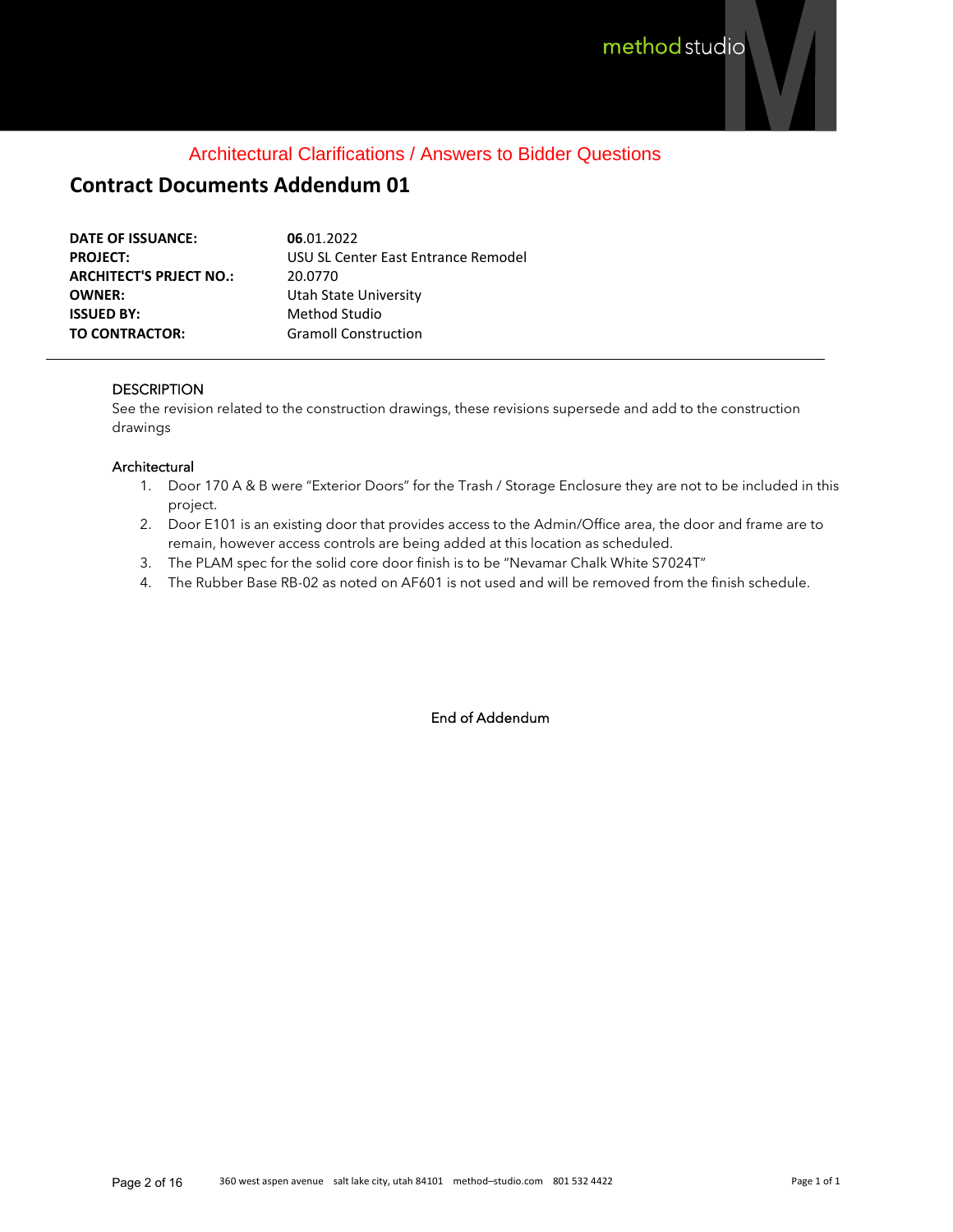Architectural Clarifications / Answers to Bidder Questions

# Contract Documents Addendum 01

**DATE OF ISSUANCE:** **06**.01.2022
**PROJECT:** USU SL Center East Entrance Remodel
**ARCHITECT'S PRJECT NO.:** 20.0770
**OWNER:** Utah State University
**ISSUED BY:** Method Studio
**TO CONTRACTOR:** Gramoll Construction

---

## DESCRIPTION

See the revision related to the construction drawings, these revisions supersede and add to the construction drawings

## Architectural

1. Door 170 A & B were "Exterior Doors" for the Trash / Storage Enclosure they are not to be included in this project.
2. Door E101 is an existing door that provides access to the Admin/Office area, the door and frame are to remain, however access controls are being added at this location as scheduled.
3. The PLAM spec for the solid core door finish is to be "Nevamar Chalk White S7024T"
4. The Rubber Base RB-02 as noted on AF601 is not used and will be removed from the finish schedule.

End of Addendum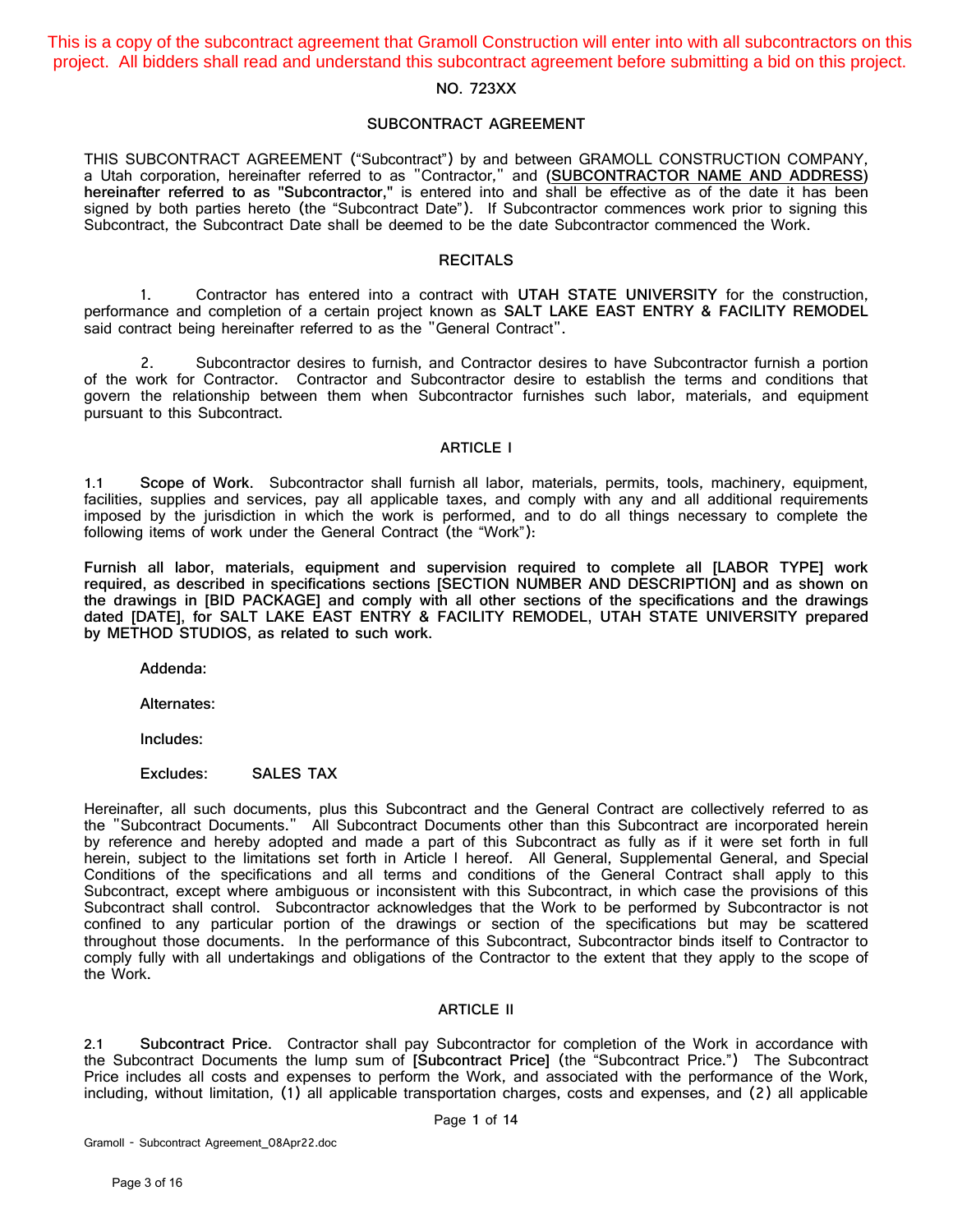This is a copy of the subcontract agreement that Gramoll Construction will enter into with all subcontractors on this project. All bidders shall read and understand this subcontract agreement before submitting a bid on this project.

**NO. 723XX**

## SUBCONTRACT AGREEMENT

THIS SUBCONTRACT AGREEMENT ("Subcontract") by and between GRAMOLL CONSTRUCTION COMPANY, a Utah corporation, hereinafter referred to as "Contractor," and **(SUBCONTRACTOR NAME AND ADDRESS) hereinafter referred to as "Subcontractor,"** is entered into and shall be effective as of the date it has been signed by both parties hereto (the "Subcontract Date"). If Subcontractor commences work prior to signing this Subcontract, the Subcontract Date shall be deemed to be the date Subcontractor commenced the Work.

### RECITALS

1. Contractor has entered into a contract with **UTAH STATE UNIVERSITY** for the construction, performance and completion of a certain project known as **SALT LAKE EAST ENTRY & FACILITY REMODEL** said contract being hereinafter referred to as the "General Contract".

2. Subcontractor desires to furnish, and Contractor desires to have Subcontractor furnish a portion of the work for Contractor. Contractor and Subcontractor desire to establish the terms and conditions that govern the relationship between them when Subcontractor furnishes such labor, materials, and equipment pursuant to this Subcontract.

### ARTICLE I

1.1 **Scope of Work.** Subcontractor shall furnish all labor, materials, permits, tools, machinery, equipment, facilities, supplies and services, pay all applicable taxes, and comply with any and all additional requirements imposed by the jurisdiction in which the work is performed, and to do all things necessary to complete the following items of work under the General Contract (the "Work"):

**Furnish all labor, materials, equipment and supervision required to complete all [LABOR TYPE] work required, as described in specifications sections [SECTION NUMBER AND DESCRIPTION] and as shown on the drawings in [BID PACKAGE] and comply with all other sections of the specifications and the drawings dated [DATE], for SALT LAKE EAST ENTRY & FACILITY REMODEL, UTAH STATE UNIVERSITY prepared by METHOD STUDIOS, as related to such work.**

**Addenda:**

**Alternates:**

**Includes:**

**Excludes:** SALES TAX

Hereinafter, all such documents, plus this Subcontract and the General Contract are collectively referred to as the "Subcontract Documents." All Subcontract Documents other than this Subcontract are incorporated herein by reference and hereby adopted and made a part of this Subcontract as fully as if it were set forth in full herein, subject to the limitations set forth in Article I hereof. All General, Supplemental General, and Special Conditions of the specifications and all terms and conditions of the General Contract shall apply to this Subcontract, except where ambiguous or inconsistent with this Subcontract, in which case the provisions of this Subcontract shall control. Subcontractor acknowledges that the Work to be performed by Subcontractor is not confined to any particular portion of the drawings or section of the specifications but may be scattered throughout those documents. In the performance of this Subcontract, Subcontractor binds itself to Contractor to comply fully with all undertakings and obligations of the Contractor to the extent that they apply to the scope of the Work.

### ARTICLE II

2.1 **Subcontract Price.** Contractor shall pay Subcontractor for completion of the Work in accordance with the Subcontract Documents the lump sum of **[Subcontract Price]** (the "Subcontract Price.") The Subcontract Price includes all costs and expenses to perform the Work, and associated with the performance of the Work, including, without limitation, (1) all applicable transportation charges, costs and expenses, and (2) all applicable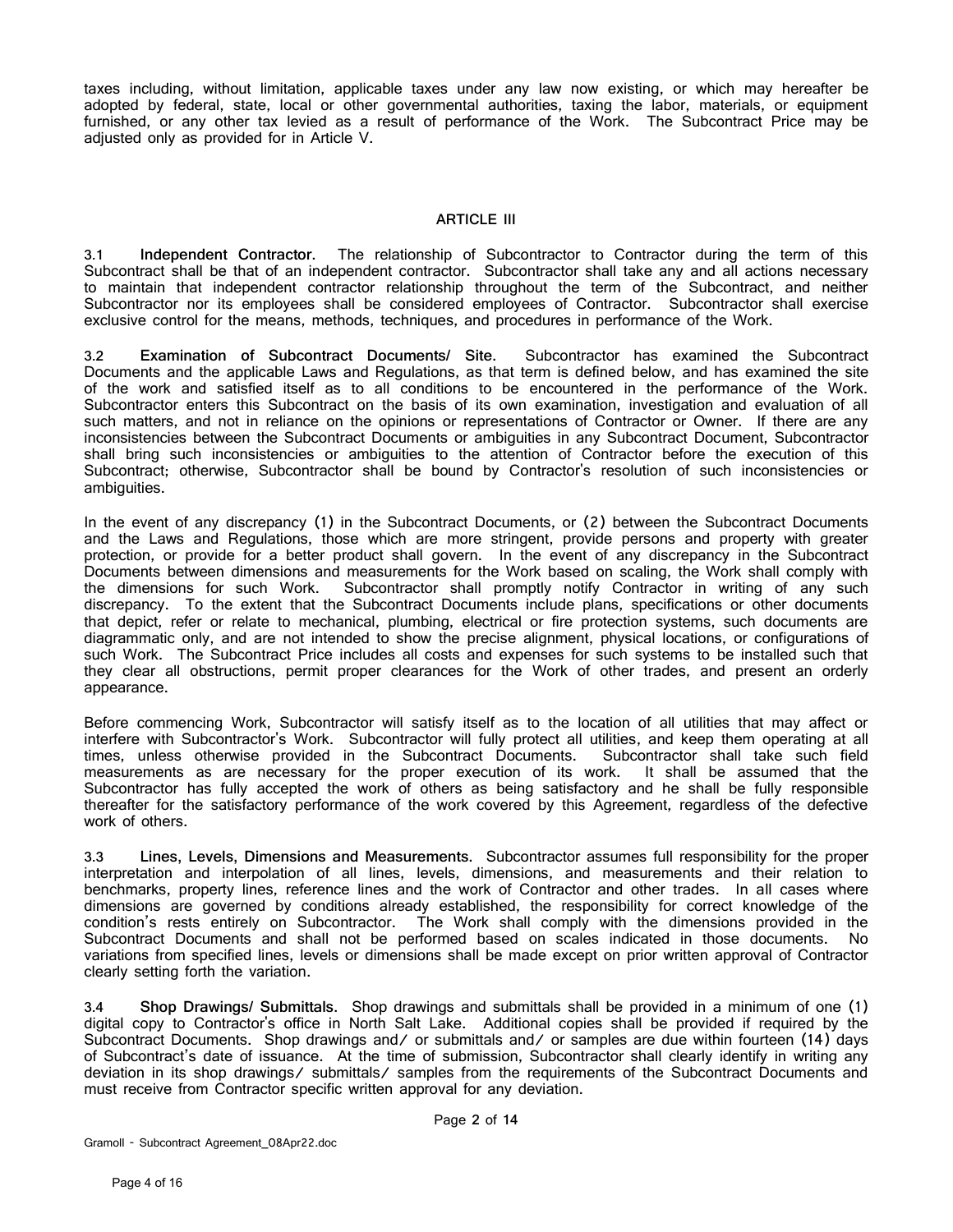taxes including, without limitation, applicable taxes under any law now existing, or which may hereafter be adopted by federal, state, local or other governmental authorities, taxing the labor, materials, or equipment furnished, or any other tax levied as a result of performance of the Work. The Subcontract Price may be adjusted only as provided for in Article V.

## ARTICLE III

**3.1 Independent Contractor.** The relationship of Subcontractor to Contractor during the term of this Subcontract shall be that of an independent contractor. Subcontractor shall take any and all actions necessary to maintain that independent contractor relationship throughout the term of the Subcontract, and neither Subcontractor nor its employees shall be considered employees of Contractor. Subcontractor shall exercise exclusive control for the means, methods, techniques, and procedures in performance of the Work.

**3.2 Examination of Subcontract Documents/ Site.** Subcontractor has examined the Subcontract Documents and the applicable Laws and Regulations, as that term is defined below, and has examined the site of the work and satisfied itself as to all conditions to be encountered in the performance of the Work. Subcontractor enters this Subcontract on the basis of its own examination, investigation and evaluation of all such matters, and not in reliance on the opinions or representations of Contractor or Owner. If there are any inconsistencies between the Subcontract Documents or ambiguities in any Subcontract Document, Subcontractor shall bring such inconsistencies or ambiguities to the attention of Contractor before the execution of this Subcontract; otherwise, Subcontractor shall be bound by Contractor's resolution of such inconsistencies or ambiguities.

In the event of any discrepancy (1) in the Subcontract Documents, or (2) between the Subcontract Documents and the Laws and Regulations, those which are more stringent, provide persons and property with greater protection, or provide for a better product shall govern. In the event of any discrepancy in the Subcontract Documents between dimensions and measurements for the Work based on scaling, the Work shall comply with the dimensions for such Work. Subcontractor shall promptly notify Contractor in writing of any such discrepancy. To the extent that the Subcontract Documents include plans, specifications or other documents that depict, refer or relate to mechanical, plumbing, electrical or fire protection systems, such documents are diagrammatic only, and are not intended to show the precise alignment, physical locations, or configurations of such Work. The Subcontract Price includes all costs and expenses for such systems to be installed such that they clear all obstructions, permit proper clearances for the Work of other trades, and present an orderly appearance.

Before commencing Work, Subcontractor will satisfy itself as to the location of all utilities that may affect or interfere with Subcontractor's Work. Subcontractor will fully protect all utilities, and keep them operating at all times, unless otherwise provided in the Subcontract Documents. Subcontractor shall take such field measurements as are necessary for the proper execution of its work. It shall be assumed that the Subcontractor has fully accepted the work of others as being satisfactory and he shall be fully responsible thereafter for the satisfactory performance of the work covered by this Agreement, regardless of the defective work of others.

**3.3 Lines, Levels, Dimensions and Measurements.** Subcontractor assumes full responsibility for the proper interpretation and interpolation of all lines, levels, dimensions, and measurements and their relation to benchmarks, property lines, reference lines and the work of Contractor and other trades. In all cases where dimensions are governed by conditions already established, the responsibility for correct knowledge of the condition's rests entirely on Subcontractor. The Work shall comply with the dimensions provided in the Subcontract Documents and shall not be performed based on scales indicated in those documents. No variations from specified lines, levels or dimensions shall be made except on prior written approval of Contractor clearly setting forth the variation.

**3.4 Shop Drawings/ Submittals.** Shop drawings and submittals shall be provided in a minimum of one (1) digital copy to Contractor's office in North Salt Lake. Additional copies shall be provided if required by the Subcontract Documents. Shop drawings and/ or submittals and/ or samples are due within fourteen (14) days of Subcontract's date of issuance. At the time of submission, Subcontractor shall clearly identify in writing any deviation in its shop drawings/ submittals/ samples from the requirements of the Subcontract Documents and must receive from Contractor specific written approval for any deviation.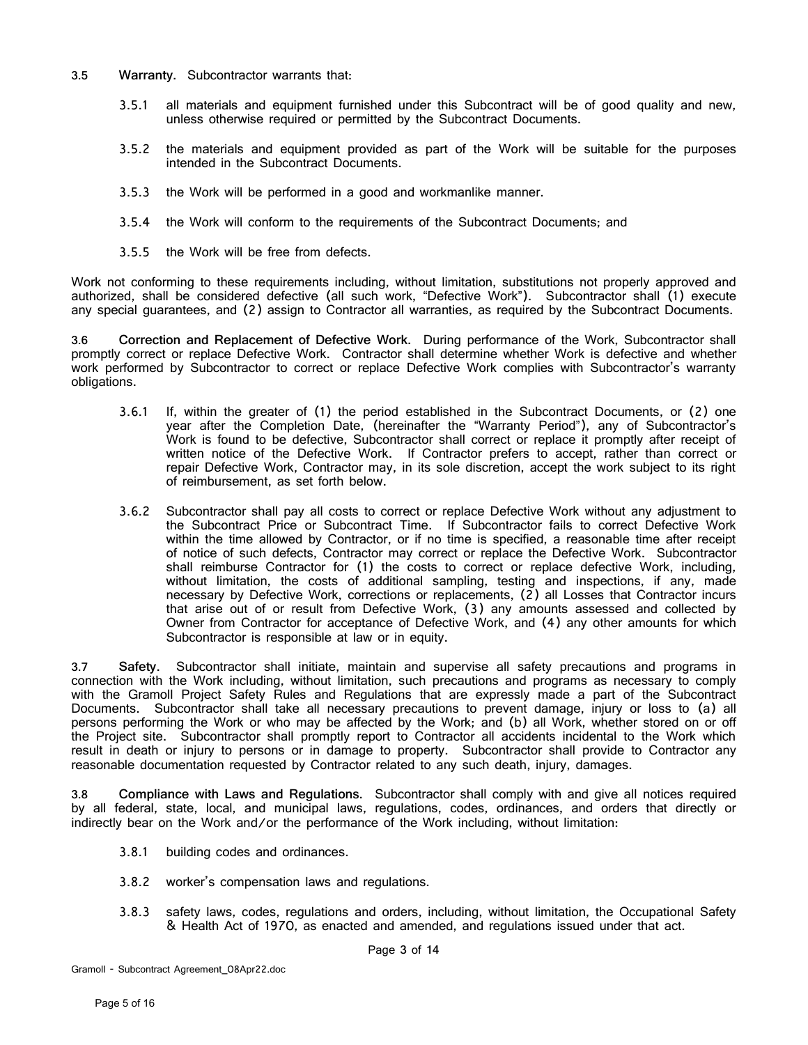**3.5 Warranty.** Subcontractor warrants that:

3.5.1 all materials and equipment furnished under this Subcontract will be of good quality and new, unless otherwise required or permitted by the Subcontract Documents.

3.5.2 the materials and equipment provided as part of the Work will be suitable for the purposes intended in the Subcontract Documents.

3.5.3 the Work will be performed in a good and workmanlike manner.

3.5.4 the Work will conform to the requirements of the Subcontract Documents; and

3.5.5 the Work will be free from defects.

Work not conforming to these requirements including, without limitation, substitutions not properly approved and authorized, shall be considered defective (all such work, "Defective Work"). Subcontractor shall (1) execute any special guarantees, and (2) assign to Contractor all warranties, as required by the Subcontract Documents.

**3.6 Correction and Replacement of Defective Work.** During performance of the Work, Subcontractor shall promptly correct or replace Defective Work. Contractor shall determine whether Work is defective and whether work performed by Subcontractor to correct or replace Defective Work complies with Subcontractor's warranty obligations.

3.6.1 If, within the greater of (1) the period established in the Subcontract Documents, or (2) one year after the Completion Date, (hereinafter the "Warranty Period"), any of Subcontractor's Work is found to be defective, Subcontractor shall correct or replace it promptly after receipt of written notice of the Defective Work. If Contractor prefers to accept, rather than correct or repair Defective Work, Contractor may, in its sole discretion, accept the work subject to its right of reimbursement, as set forth below.

3.6.2 Subcontractor shall pay all costs to correct or replace Defective Work without any adjustment to the Subcontract Price or Subcontract Time. If Subcontractor fails to correct Defective Work within the time allowed by Contractor, or if no time is specified, a reasonable time after receipt of notice of such defects, Contractor may correct or replace the Defective Work. Subcontractor shall reimburse Contractor for (1) the costs to correct or replace defective Work, including, without limitation, the costs of additional sampling, testing and inspections, if any, made necessary by Defective Work, corrections or replacements, (2) all Losses that Contractor incurs that arise out of or result from Defective Work, (3) any amounts assessed and collected by Owner from Contractor for acceptance of Defective Work, and (4) any other amounts for which Subcontractor is responsible at law or in equity.

**3.7 Safety.** Subcontractor shall initiate, maintain and supervise all safety precautions and programs in connection with the Work including, without limitation, such precautions and programs as necessary to comply with the Gramoll Project Safety Rules and Regulations that are expressly made a part of the Subcontract Documents. Subcontractor shall take all necessary precautions to prevent damage, injury or loss to (a) all persons performing the Work or who may be affected by the Work; and (b) all Work, whether stored on or off the Project site. Subcontractor shall promptly report to Contractor all accidents incidental to the Work which result in death or injury to persons or in damage to property. Subcontractor shall provide to Contractor any reasonable documentation requested by Contractor related to any such death, injury, damages.

**3.8 Compliance with Laws and Regulations.** Subcontractor shall comply with and give all notices required by all federal, state, local, and municipal laws, regulations, codes, ordinances, and orders that directly or indirectly bear on the Work and/or the performance of the Work including, without limitation:

3.8.1 building codes and ordinances.

3.8.2 worker's compensation laws and regulations.

3.8.3 safety laws, codes, regulations and orders, including, without limitation, the Occupational Safety & Health Act of 1970, as enacted and amended, and regulations issued under that act.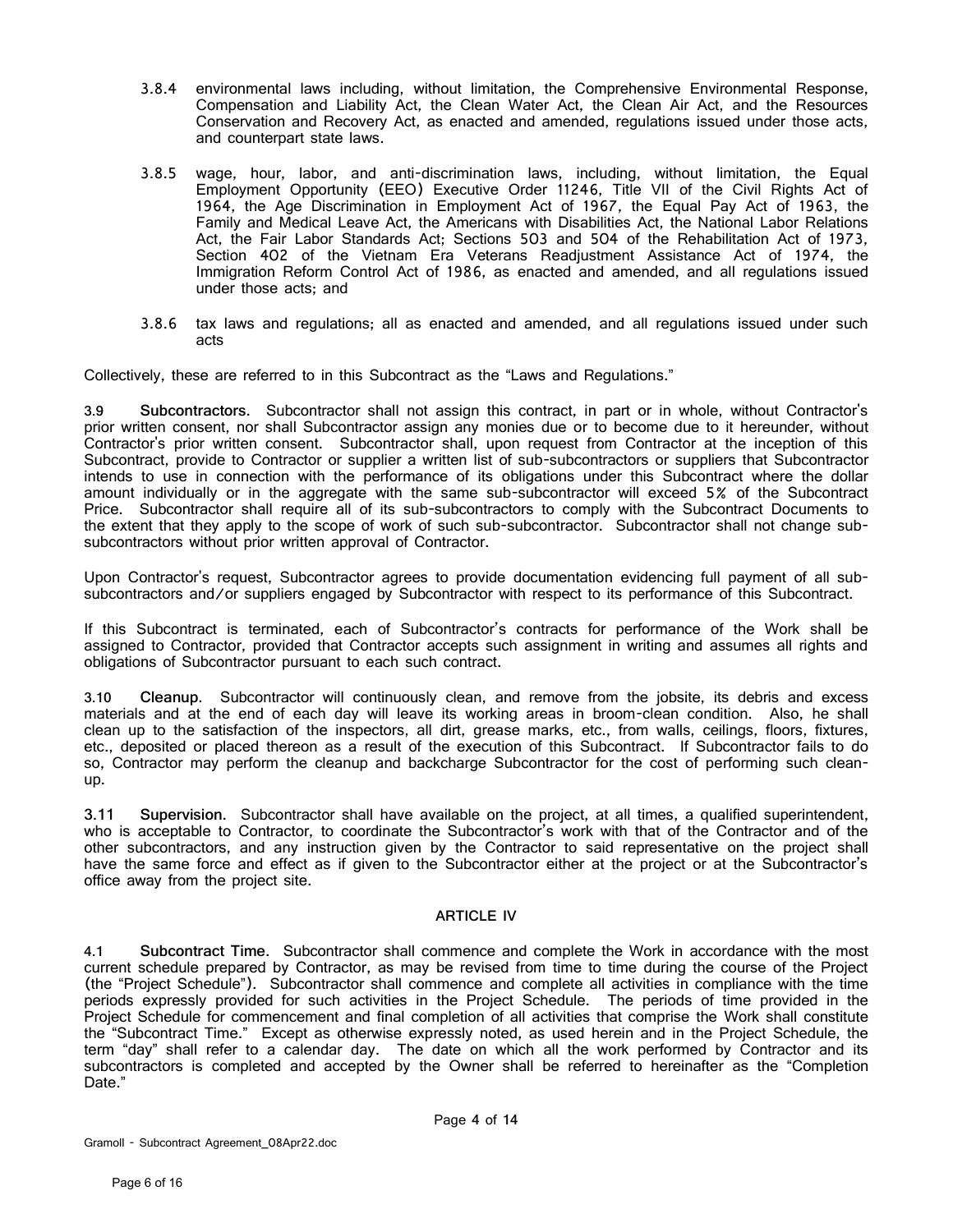3.8.4 environmental laws including, without limitation, the Comprehensive Environmental Response, Compensation and Liability Act, the Clean Water Act, the Clean Air Act, and the Resources Conservation and Recovery Act, as enacted and amended, regulations issued under those acts, and counterpart state laws.

3.8.5 wage, hour, labor, and anti-discrimination laws, including, without limitation, the Equal Employment Opportunity (EEO) Executive Order 11246, Title VII of the Civil Rights Act of 1964, the Age Discrimination in Employment Act of 1967, the Equal Pay Act of 1963, the Family and Medical Leave Act, the Americans with Disabilities Act, the National Labor Relations Act, the Fair Labor Standards Act; Sections 503 and 504 of the Rehabilitation Act of 1973, Section 402 of the Vietnam Era Veterans Readjustment Assistance Act of 1974, the Immigration Reform Control Act of 1986, as enacted and amended, and all regulations issued under those acts; and

3.8.6 tax laws and regulations; all as enacted and amended, and all regulations issued under such acts

Collectively, these are referred to in this Subcontract as the "Laws and Regulations."

3.9 **Subcontractors.** Subcontractor shall not assign this contract, in part or in whole, without Contractor's prior written consent, nor shall Subcontractor assign any monies due or to become due to it hereunder, without Contractor's prior written consent. Subcontractor shall, upon request from Contractor at the inception of this Subcontract, provide to Contractor or supplier a written list of sub-subcontractors or suppliers that Subcontractor intends to use in connection with the performance of its obligations under this Subcontract where the dollar amount individually or in the aggregate with the same sub-subcontractor will exceed 5% of the Subcontract Price. Subcontractor shall require all of its sub-subcontractors to comply with the Subcontract Documents to the extent that they apply to the scope of work of such sub-subcontractor. Subcontractor shall not change sub-subcontractors without prior written approval of Contractor.

Upon Contractor's request, Subcontractor agrees to provide documentation evidencing full payment of all sub-subcontractors and/or suppliers engaged by Subcontractor with respect to its performance of this Subcontract.

If this Subcontract is terminated, each of Subcontractor's contracts for performance of the Work shall be assigned to Contractor, provided that Contractor accepts such assignment in writing and assumes all rights and obligations of Subcontractor pursuant to each such contract.

3.10 **Cleanup.** Subcontractor will continuously clean, and remove from the jobsite, its debris and excess materials and at the end of each day will leave its working areas in broom-clean condition. Also, he shall clean up to the satisfaction of the inspectors, all dirt, grease marks, etc., from walls, ceilings, floors, fixtures, etc., deposited or placed thereon as a result of the execution of this Subcontract. If Subcontractor fails to do so, Contractor may perform the cleanup and backcharge Subcontractor for the cost of performing such clean-up.

3.11 **Supervision.** Subcontractor shall have available on the project, at all times, a qualified superintendent, who is acceptable to Contractor, to coordinate the Subcontractor's work with that of the Contractor and of the other subcontractors, and any instruction given by the Contractor to said representative on the project shall have the same force and effect as if given to the Subcontractor either at the project or at the Subcontractor's office away from the project site.

## ARTICLE IV

4.1 **Subcontract Time.** Subcontractor shall commence and complete the Work in accordance with the most current schedule prepared by Contractor, as may be revised from time to time during the course of the Project (the "Project Schedule"). Subcontractor shall commence and complete all activities in compliance with the time periods expressly provided for such activities in the Project Schedule. The periods of time provided in the Project Schedule for commencement and final completion of all activities that comprise the Work shall constitute the "Subcontract Time." Except as otherwise expressly noted, as used herein and in the Project Schedule, the term "day" shall refer to a calendar day. The date on which all the work performed by Contractor and its subcontractors is completed and accepted by the Owner shall be referred to hereinafter as the "Completion Date."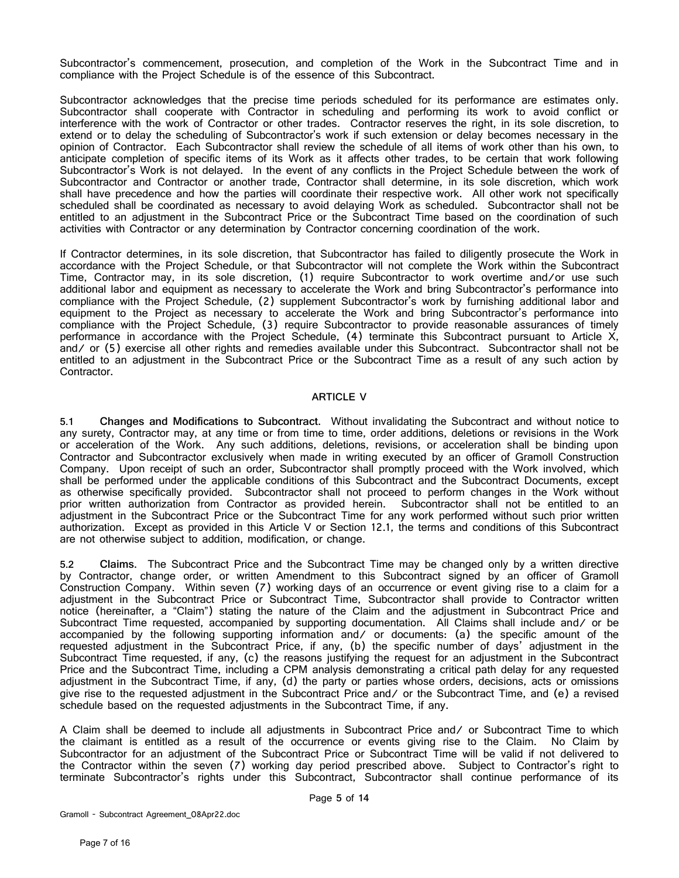Subcontractor's commencement, prosecution, and completion of the Work in the Subcontract Time and in compliance with the Project Schedule is of the essence of this Subcontract.

Subcontractor acknowledges that the precise time periods scheduled for its performance are estimates only. Subcontractor shall cooperate with Contractor in scheduling and performing its work to avoid conflict or interference with the work of Contractor or other trades. Contractor reserves the right, in its sole discretion, to extend or to delay the scheduling of Subcontractor's work if such extension or delay becomes necessary in the opinion of Contractor. Each Subcontractor shall review the schedule of all items of work other than his own, to anticipate completion of specific items of its Work as it affects other trades, to be certain that work following Subcontractor's Work is not delayed. In the event of any conflicts in the Project Schedule between the work of Subcontractor and Contractor or another trade, Contractor shall determine, in its sole discretion, which work shall have precedence and how the parties will coordinate their respective work. All other work not specifically scheduled shall be coordinated as necessary to avoid delaying Work as scheduled. Subcontractor shall not be entitled to an adjustment in the Subcontract Price or the Subcontract Time based on the coordination of such activities with Contractor or any determination by Contractor concerning coordination of the work.

If Contractor determines, in its sole discretion, that Subcontractor has failed to diligently prosecute the Work in accordance with the Project Schedule, or that Subcontractor will not complete the Work within the Subcontract Time, Contractor may, in its sole discretion, (1) require Subcontractor to work overtime and/or use such additional labor and equipment as necessary to accelerate the Work and bring Subcontractor's performance into compliance with the Project Schedule, (2) supplement Subcontractor's work by furnishing additional labor and equipment to the Project as necessary to accelerate the Work and bring Subcontractor's performance into compliance with the Project Schedule, (3) require Subcontractor to provide reasonable assurances of timely performance in accordance with the Project Schedule, (4) terminate this Subcontract pursuant to Article X, and/ or (5) exercise all other rights and remedies available under this Subcontract. Subcontractor shall not be entitled to an adjustment in the Subcontract Price or the Subcontract Time as a result of any such action by Contractor.

## ARTICLE V

**5.1 Changes and Modifications to Subcontract.** Without invalidating the Subcontract and without notice to any surety, Contractor may, at any time or from time to time, order additions, deletions or revisions in the Work or acceleration of the Work. Any such additions, deletions, revisions, or acceleration shall be binding upon Contractor and Subcontractor exclusively when made in writing executed by an officer of Gramoll Construction Company. Upon receipt of such an order, Subcontractor shall promptly proceed with the Work involved, which shall be performed under the applicable conditions of this Subcontract and the Subcontract Documents, except as otherwise specifically provided. Subcontractor shall not proceed to perform changes in the Work without prior written authorization from Contractor as provided herein. Subcontractor shall not be entitled to an adjustment in the Subcontract Price or the Subcontract Time for any work performed without such prior written authorization. Except as provided in this Article V or Section 12.1, the terms and conditions of this Subcontract are not otherwise subject to addition, modification, or change.

**5.2 Claims.** The Subcontract Price and the Subcontract Time may be changed only by a written directive by Contractor, change order, or written Amendment to this Subcontract signed by an officer of Gramoll Construction Company. Within seven (7) working days of an occurrence or event giving rise to a claim for a adjustment in the Subcontract Price or Subcontract Time, Subcontractor shall provide to Contractor written notice (hereinafter, a "Claim") stating the nature of the Claim and the adjustment in Subcontract Price and Subcontract Time requested, accompanied by supporting documentation. All Claims shall include and/ or be accompanied by the following supporting information and/ or documents: (a) the specific amount of the requested adjustment in the Subcontract Price, if any, (b) the specific number of days' adjustment in the Subcontract Time requested, if any, (c) the reasons justifying the request for an adjustment in the Subcontract Price and the Subcontract Time, including a CPM analysis demonstrating a critical path delay for any requested adjustment in the Subcontract Time, if any, (d) the party or parties whose orders, decisions, acts or omissions give rise to the requested adjustment in the Subcontract Price and/ or the Subcontract Time, and (e) a revised schedule based on the requested adjustments in the Subcontract Time, if any.

A Claim shall be deemed to include all adjustments in Subcontract Price and/ or Subcontract Time to which the claimant is entitled as a result of the occurrence or events giving rise to the Claim. No Claim by Subcontractor for an adjustment of the Subcontract Price or Subcontract Time will be valid if not delivered to the Contractor within the seven (7) working day period prescribed above. Subject to Contractor's right to terminate Subcontractor's rights under this Subcontract, Subcontractor shall continue performance of its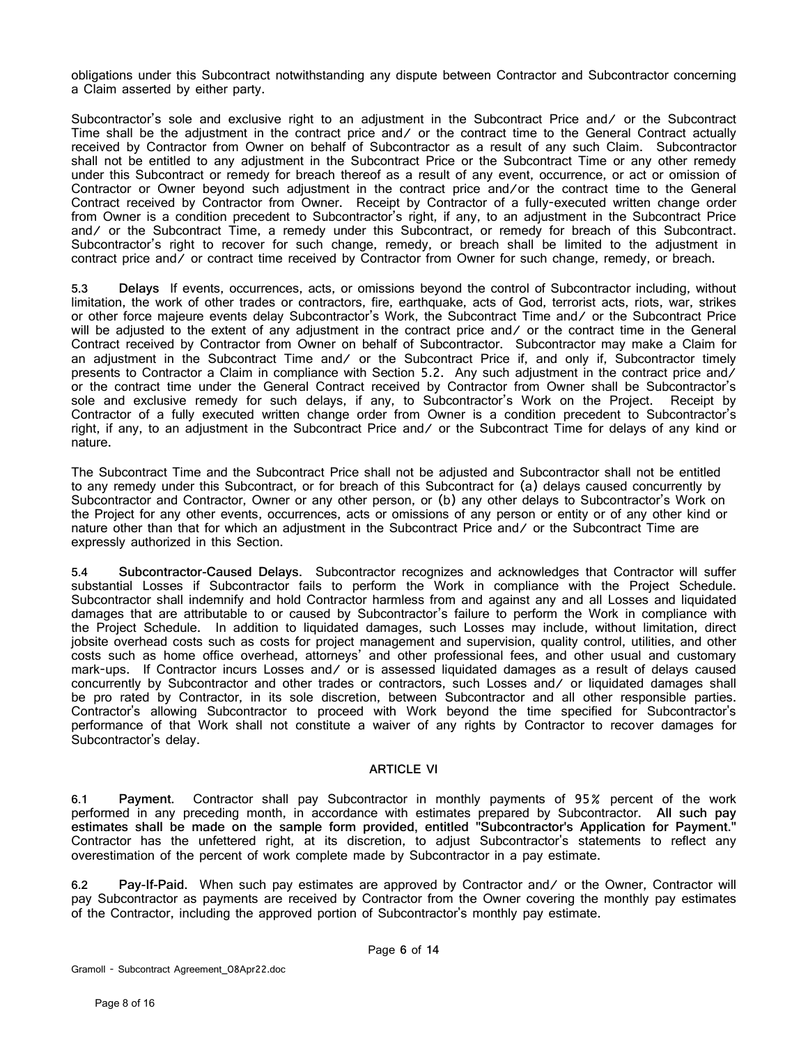obligations under this Subcontract notwithstanding any dispute between Contractor and Subcontractor concerning a Claim asserted by either party.

Subcontractor's sole and exclusive right to an adjustment in the Subcontract Price and/ or the Subcontract Time shall be the adjustment in the contract price and/ or the contract time to the General Contract actually received by Contractor from Owner on behalf of Subcontractor as a result of any such Claim. Subcontractor shall not be entitled to any adjustment in the Subcontract Price or the Subcontract Time or any other remedy under this Subcontract or remedy for breach thereof as a result of any event, occurrence, or act or omission of Contractor or Owner beyond such adjustment in the contract price and/or the contract time to the General Contract received by Contractor from Owner. Receipt by Contractor of a fully-executed written change order from Owner is a condition precedent to Subcontractor's right, if any, to an adjustment in the Subcontract Price and/ or the Subcontract Time, a remedy under this Subcontract, or remedy for breach of this Subcontract. Subcontractor's right to recover for such change, remedy, or breach shall be limited to the adjustment in contract price and/ or contract time received by Contractor from Owner for such change, remedy, or breach.

5.3 **Delays** If events, occurrences, acts, or omissions beyond the control of Subcontractor including, without limitation, the work of other trades or contractors, fire, earthquake, acts of God, terrorist acts, riots, war, strikes or other force majeure events delay Subcontractor's Work, the Subcontract Time and/ or the Subcontract Price will be adjusted to the extent of any adjustment in the contract price and/ or the contract time in the General Contract received by Contractor from Owner on behalf of Subcontractor. Subcontractor may make a Claim for an adjustment in the Subcontract Time and/ or the Subcontract Price if, and only if, Subcontractor timely presents to Contractor a Claim in compliance with Section 5.2. Any such adjustment in the contract price and/ or the contract time under the General Contract received by Contractor from Owner shall be Subcontractor's sole and exclusive remedy for such delays, if any, to Subcontractor's Work on the Project. Receipt by Contractor of a fully executed written change order from Owner is a condition precedent to Subcontractor's right, if any, to an adjustment in the Subcontract Price and/ or the Subcontract Time for delays of any kind or nature.

The Subcontract Time and the Subcontract Price shall not be adjusted and Subcontractor shall not be entitled to any remedy under this Subcontract, or for breach of this Subcontract for (a) delays caused concurrently by Subcontractor and Contractor, Owner or any other person, or (b) any other delays to Subcontractor's Work on the Project for any other events, occurrences, acts or omissions of any person or entity or of any other kind or nature other than that for which an adjustment in the Subcontract Price and/ or the Subcontract Time are expressly authorized in this Section.

5.4 **Subcontractor-Caused Delays.** Subcontractor recognizes and acknowledges that Contractor will suffer substantial Losses if Subcontractor fails to perform the Work in compliance with the Project Schedule. Subcontractor shall indemnify and hold Contractor harmless from and against any and all Losses and liquidated damages that are attributable to or caused by Subcontractor's failure to perform the Work in compliance with the Project Schedule. In addition to liquidated damages, such Losses may include, without limitation, direct jobsite overhead costs such as costs for project management and supervision, quality control, utilities, and other costs such as home office overhead, attorneys' and other professional fees, and other usual and customary mark-ups. If Contractor incurs Losses and/ or is assessed liquidated damages as a result of delays caused concurrently by Subcontractor and other trades or contractors, such Losses and/ or liquidated damages shall be pro rated by Contractor, in its sole discretion, between Subcontractor and all other responsible parties. Contractor's allowing Subcontractor to proceed with Work beyond the time specified for Subcontractor's performance of that Work shall not constitute a waiver of any rights by Contractor to recover damages for Subcontractor's delay.

## ARTICLE VI

6.1 **Payment.** Contractor shall pay Subcontractor in monthly payments of 95% percent of the work performed in any preceding month, in accordance with estimates prepared by Subcontractor. **All such pay estimates shall be made on the sample form provided, entitled "Subcontractor's Application for Payment."** Contractor has the unfettered right, at its discretion, to adjust Subcontractor's statements to reflect any overestimation of the percent of work complete made by Subcontractor in a pay estimate.

6.2 **Pay-If-Paid.** When such pay estimates are approved by Contractor and/ or the Owner, Contractor will pay Subcontractor as payments are received by Contractor from the Owner covering the monthly pay estimates of the Contractor, including the approved portion of Subcontractor's monthly pay estimate.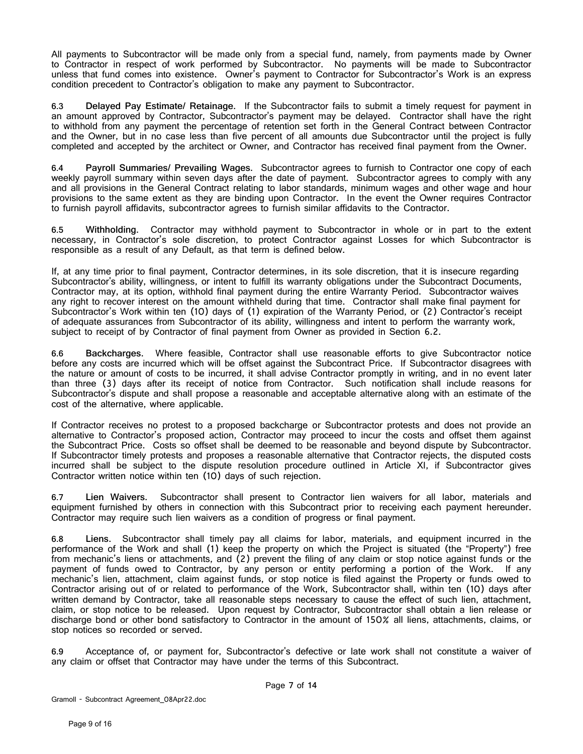All payments to Subcontractor will be made only from a special fund, namely, from payments made by Owner to Contractor in respect of work performed by Subcontractor. No payments will be made to Subcontractor unless that fund comes into existence. Owner's payment to Contractor for Subcontractor's Work is an express condition precedent to Contractor's obligation to make any payment to Subcontractor.

**6.3 Delayed Pay Estimate/ Retainage.** If the Subcontractor fails to submit a timely request for payment in an amount approved by Contractor, Subcontractor's payment may be delayed. Contractor shall have the right to withhold from any payment the percentage of retention set forth in the General Contract between Contractor and the Owner, but in no case less than five percent of all amounts due Subcontractor until the project is fully completed and accepted by the architect or Owner, and Contractor has received final payment from the Owner.

**6.4 Payroll Summaries/ Prevailing Wages.** Subcontractor agrees to furnish to Contractor one copy of each weekly payroll summary within seven days after the date of payment. Subcontractor agrees to comply with any and all provisions in the General Contract relating to labor standards, minimum wages and other wage and hour provisions to the same extent as they are binding upon Contractor. In the event the Owner requires Contractor to furnish payroll affidavits, subcontractor agrees to furnish similar affidavits to the Contractor.

**6.5 Withholding.** Contractor may withhold payment to Subcontractor in whole or in part to the extent necessary, in Contractor's sole discretion, to protect Contractor against Losses for which Subcontractor is responsible as a result of any Default, as that term is defined below.

If, at any time prior to final payment, Contractor determines, in its sole discretion, that it is insecure regarding Subcontractor's ability, willingness, or intent to fulfill its warranty obligations under the Subcontract Documents, Contractor may, at its option, withhold final payment during the entire Warranty Period. Subcontractor waives any right to recover interest on the amount withheld during that time. Contractor shall make final payment for Subcontractor's Work within ten (10) days of (1) expiration of the Warranty Period, or (2) Contractor's receipt of adequate assurances from Subcontractor of its ability, willingness and intent to perform the warranty work, subject to receipt of by Contractor of final payment from Owner as provided in Section 6.2.

**6.6 Backcharges.** Where feasible, Contractor shall use reasonable efforts to give Subcontractor notice before any costs are incurred which will be offset against the Subcontract Price. If Subcontractor disagrees with the nature or amount of costs to be incurred, it shall advise Contractor promptly in writing, and in no event later than three (3) days after its receipt of notice from Contractor. Such notification shall include reasons for Subcontractor's dispute and shall propose a reasonable and acceptable alternative along with an estimate of the cost of the alternative, where applicable.

If Contractor receives no protest to a proposed backcharge or Subcontractor protests and does not provide an alternative to Contractor's proposed action, Contractor may proceed to incur the costs and offset them against the Subcontract Price. Costs so offset shall be deemed to be reasonable and beyond dispute by Subcontractor. If Subcontractor timely protests and proposes a reasonable alternative that Contractor rejects, the disputed costs incurred shall be subject to the dispute resolution procedure outlined in Article XI, if Subcontractor gives Contractor written notice within ten (10) days of such rejection.

**6.7 Lien Waivers.** Subcontractor shall present to Contractor lien waivers for all labor, materials and equipment furnished by others in connection with this Subcontract prior to receiving each payment hereunder. Contractor may require such lien waivers as a condition of progress or final payment.

**6.8 Liens.** Subcontractor shall timely pay all claims for labor, materials, and equipment incurred in the performance of the Work and shall (1) keep the property on which the Project is situated (the "Property") free from mechanic's liens or attachments, and (2) prevent the filing of any claim or stop notice against funds or the payment of funds owed to Contractor, by any person or entity performing a portion of the Work. If any mechanic's lien, attachment, claim against funds, or stop notice is filed against the Property or funds owed to Contractor arising out of or related to performance of the Work, Subcontractor shall, within ten (10) days after written demand by Contractor, take all reasonable steps necessary to cause the effect of such lien, attachment, claim, or stop notice to be released. Upon request by Contractor, Subcontractor shall obtain a lien release or discharge bond or other bond satisfactory to Contractor in the amount of 150% all liens, attachments, claims, or stop notices so recorded or served.

**6.9** Acceptance of, or payment for, Subcontractor's defective or late work shall not constitute a waiver of any claim or offset that Contractor may have under the terms of this Subcontract.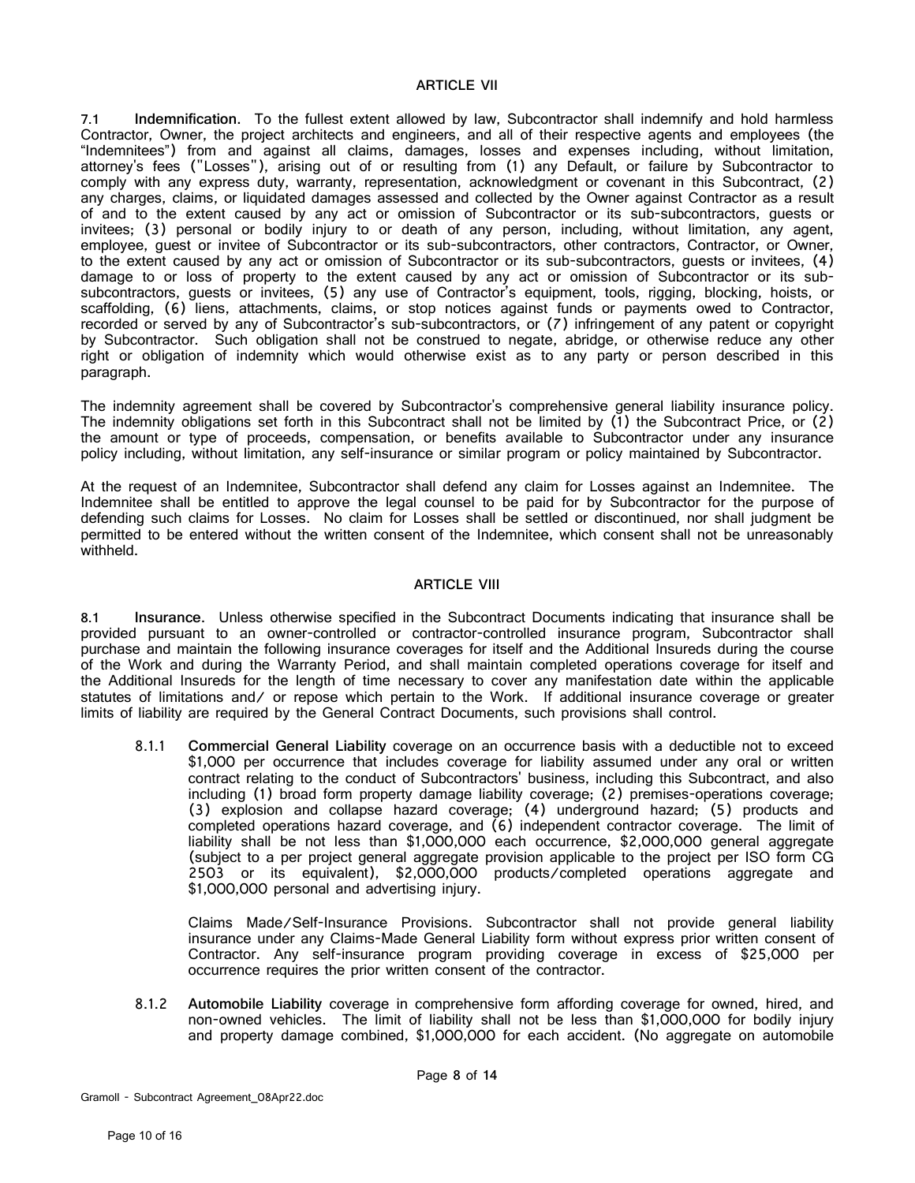## ARTICLE VII

**7.1 Indemnification.** To the fullest extent allowed by law, Subcontractor shall indemnify and hold harmless Contractor, Owner, the project architects and engineers, and all of their respective agents and employees (the "Indemnitees") from and against all claims, damages, losses and expenses including, without limitation, attorney's fees ("Losses"), arising out of or resulting from (1) any Default, or failure by Subcontractor to comply with any express duty, warranty, representation, acknowledgment or covenant in this Subcontract, (2) any charges, claims, or liquidated damages assessed and collected by the Owner against Contractor as a result of and to the extent caused by any act or omission of Subcontractor or its sub-subcontractors, guests or invitees; (3) personal or bodily injury to or death of any person, including, without limitation, any agent, employee, guest or invitee of Subcontractor or its sub-subcontractors, other contractors, Contractor, or Owner, to the extent caused by any act or omission of Subcontractor or its sub-subcontractors, guests or invitees, (4) damage to or loss of property to the extent caused by any act or omission of Subcontractor or its sub-subcontractors, guests or invitees, (5) any use of Contractor's equipment, tools, rigging, blocking, hoists, or scaffolding, (6) liens, attachments, claims, or stop notices against funds or payments owed to Contractor, recorded or served by any of Subcontractor's sub-subcontractors, or (7) infringement of any patent or copyright by Subcontractor. Such obligation shall not be construed to negate, abridge, or otherwise reduce any other right or obligation of indemnity which would otherwise exist as to any party or person described in this paragraph.

The indemnity agreement shall be covered by Subcontractor's comprehensive general liability insurance policy. The indemnity obligations set forth in this Subcontract shall not be limited by (1) the Subcontract Price, or (2) the amount or type of proceeds, compensation, or benefits available to Subcontractor under any insurance policy including, without limitation, any self-insurance or similar program or policy maintained by Subcontractor.

At the request of an Indemnitee, Subcontractor shall defend any claim for Losses against an Indemnitee. The Indemnitee shall be entitled to approve the legal counsel to be paid for by Subcontractor for the purpose of defending such claims for Losses. No claim for Losses shall be settled or discontinued, nor shall judgment be permitted to be entered without the written consent of the Indemnitee, which consent shall not be unreasonably withheld.

## ARTICLE VIII

**8.1 Insurance.** Unless otherwise specified in the Subcontract Documents indicating that insurance shall be provided pursuant to an owner-controlled or contractor-controlled insurance program, Subcontractor shall purchase and maintain the following insurance coverages for itself and the Additional Insureds during the course of the Work and during the Warranty Period, and shall maintain completed operations coverage for itself and the Additional Insureds for the length of time necessary to cover any manifestation date within the applicable statutes of limitations and/ or repose which pertain to the Work. If additional insurance coverage or greater limits of liability are required by the General Contract Documents, such provisions shall control.

8.1.1 **Commercial General Liability** coverage on an occurrence basis with a deductible not to exceed $1,000 per occurrence that includes coverage for liability assumed under any oral or written contract relating to the conduct of Subcontractors' business, including this Subcontract, and also including (1) broad form property damage liability coverage; (2) premises-operations coverage; (3) explosion and collapse hazard coverage; (4) underground hazard; (5) products and completed operations hazard coverage, and (6) independent contractor coverage. The limit of liability shall be not less than $1,000,000 each occurrence, $2,000,000 general aggregate (subject to a per project general aggregate provision applicable to the project per ISO form CG 2503 or its equivalent), $2,000,000 products/completed operations aggregate and $1,000,000 personal and advertising injury.

Claims Made/Self-Insurance Provisions. Subcontractor shall not provide general liability insurance under any Claims-Made General Liability form without express prior written consent of Contractor. Any self-insurance program providing coverage in excess of $25,000 per occurrence requires the prior written consent of the contractor.

8.1.2 **Automobile Liability** coverage in comprehensive form affording coverage for owned, hired, and non-owned vehicles. The limit of liability shall not be less than $1,000,000 for bodily injury and property damage combined, $1,000,000 for each accident. (No aggregate on automobile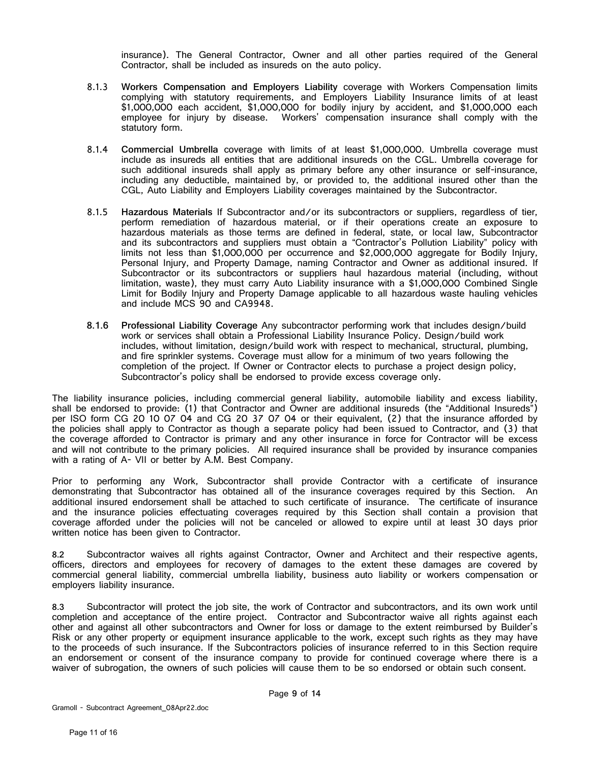insurance). The General Contractor, Owner and all other parties required of the General Contractor, shall be included as insureds on the auto policy.

8.1.3 **Workers Compensation and Employers Liability** coverage with Workers Compensation limits complying with statutory requirements, and Employers Liability Insurance limits of at least $1,000,000 each accident, $1,000,000 for bodily injury by accident, and $1,000,000 each employee for injury by disease. Workers' compensation insurance shall comply with the statutory form.

8.1.4 **Commercial Umbrella** coverage with limits of at least $1,000,000. Umbrella coverage must include as insureds all entities that are additional insureds on the CGL. Umbrella coverage for such additional insureds shall apply as primary before any other insurance or self-insurance, including any deductible, maintained by, or provided to, the additional insured other than the CGL, Auto Liability and Employers Liability coverages maintained by the Subcontractor.

8.1.5 **Hazardous Materials** If Subcontractor and/or its subcontractors or suppliers, regardless of tier, perform remediation of hazardous material, or if their operations create an exposure to hazardous materials as those terms are defined in federal, state, or local law, Subcontractor and its subcontractors and suppliers must obtain a "Contractor's Pollution Liability" policy with limits not less than $1,000,000 per occurrence and $2,000,000 aggregate for Bodily Injury, Personal Injury, and Property Damage, naming Contractor and Owner as additional insured. If Subcontractor or its subcontractors or suppliers haul hazardous material (including, without limitation, waste), they must carry Auto Liability insurance with a $1,000,000 Combined Single Limit for Bodily Injury and Property Damage applicable to all hazardous waste hauling vehicles and include MCS 90 and CA9948.

**8.1.6 Professional Liability Coverage** Any subcontractor performing work that includes design/build work or services shall obtain a Professional Liability Insurance Policy. Design/build work includes, without limitation, design/build work with respect to mechanical, structural, plumbing, and fire sprinkler systems. Coverage must allow for a minimum of two years following the completion of the project. If Owner or Contractor elects to purchase a project design policy, Subcontractor's policy shall be endorsed to provide excess coverage only.

The liability insurance policies, including commercial general liability, automobile liability and excess liability, shall be endorsed to provide: (1) that Contractor and Owner are additional insureds (the "Additional Insureds") per ISO form CG 20 10 07 04 and CG 20 37 07 04 or their equivalent, (2) that the insurance afforded by the policies shall apply to Contractor as though a separate policy had been issued to Contractor, and (3) that the coverage afforded to Contractor is primary and any other insurance in force for Contractor will be excess and will not contribute to the primary policies. All required insurance shall be provided by insurance companies with a rating of A- VII or better by A.M. Best Company.

Prior to performing any Work, Subcontractor shall provide Contractor with a certificate of insurance demonstrating that Subcontractor has obtained all of the insurance coverages required by this Section. An additional insured endorsement shall be attached to such certificate of insurance. The certificate of insurance and the insurance policies effectuating coverages required by this Section shall contain a provision that coverage afforded under the policies will not be canceled or allowed to expire until at least 30 days prior written notice has been given to Contractor.

**8.2** Subcontractor waives all rights against Contractor, Owner and Architect and their respective agents, officers, directors and employees for recovery of damages to the extent these damages are covered by commercial general liability, commercial umbrella liability, business auto liability or workers compensation or employers liability insurance.

**8.3** Subcontractor will protect the job site, the work of Contractor and subcontractors, and its own work until completion and acceptance of the entire project. Contractor and Subcontractor waive all rights against each other and against all other subcontractors and Owner for loss or damage to the extent reimbursed by Builder's Risk or any other property or equipment insurance applicable to the work, except such rights as they may have to the proceeds of such insurance. If the Subcontractors policies of insurance referred to in this Section require an endorsement or consent of the insurance company to provide for continued coverage where there is a waiver of subrogation, the owners of such policies will cause them to be so endorsed or obtain such consent.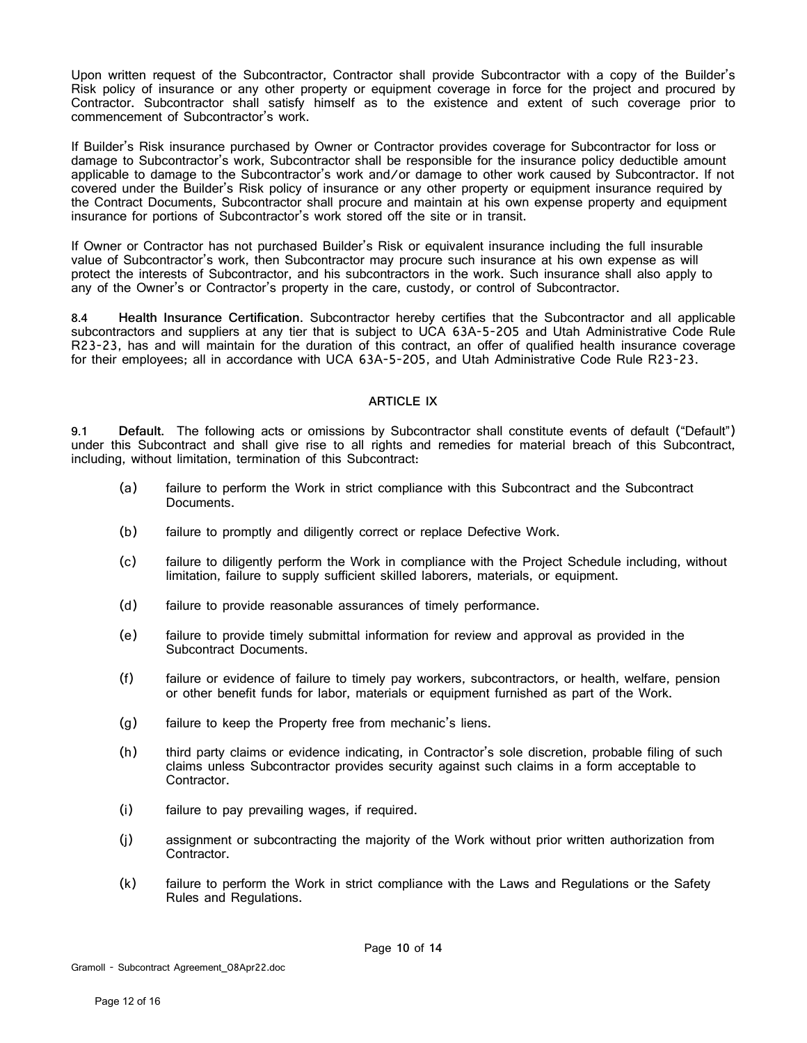Upon written request of the Subcontractor, Contractor shall provide Subcontractor with a copy of the Builder's Risk policy of insurance or any other property or equipment coverage in force for the project and procured by Contractor. Subcontractor shall satisfy himself as to the existence and extent of such coverage prior to commencement of Subcontractor's work.

If Builder's Risk insurance purchased by Owner or Contractor provides coverage for Subcontractor for loss or damage to Subcontractor's work, Subcontractor shall be responsible for the insurance policy deductible amount applicable to damage to the Subcontractor's work and/or damage to other work caused by Subcontractor. If not covered under the Builder's Risk policy of insurance or any other property or equipment insurance required by the Contract Documents, Subcontractor shall procure and maintain at his own expense property and equipment insurance for portions of Subcontractor's work stored off the site or in transit.

If Owner or Contractor has not purchased Builder's Risk or equivalent insurance including the full insurable value of Subcontractor's work, then Subcontractor may procure such insurance at his own expense as will protect the interests of Subcontractor, and his subcontractors in the work. Such insurance shall also apply to any of the Owner's or Contractor's property in the care, custody, or control of Subcontractor.

8.4 **Health Insurance Certification.** Subcontractor hereby certifies that the Subcontractor and all applicable subcontractors and suppliers at any tier that is subject to UCA 63A-5-205 and Utah Administrative Code Rule R23-23, has and will maintain for the duration of this contract, an offer of qualified health insurance coverage for their employees; all in accordance with UCA 63A-5-205, and Utah Administrative Code Rule R23-23.

## ARTICLE IX

9.1 **Default.** The following acts or omissions by Subcontractor shall constitute events of default ("Default") under this Subcontract and shall give rise to all rights and remedies for material breach of this Subcontract, including, without limitation, termination of this Subcontract:

(a) failure to perform the Work in strict compliance with this Subcontract and the Subcontract Documents.

(b) failure to promptly and diligently correct or replace Defective Work.

(c) failure to diligently perform the Work in compliance with the Project Schedule including, without limitation, failure to supply sufficient skilled laborers, materials, or equipment.

(d) failure to provide reasonable assurances of timely performance.

(e) failure to provide timely submittal information for review and approval as provided in the Subcontract Documents.

(f) failure or evidence of failure to timely pay workers, subcontractors, or health, welfare, pension or other benefit funds for labor, materials or equipment furnished as part of the Work.

(g) failure to keep the Property free from mechanic's liens.

(h) third party claims or evidence indicating, in Contractor's sole discretion, probable filing of such claims unless Subcontractor provides security against such claims in a form acceptable to Contractor.

(i) failure to pay prevailing wages, if required.

(j) assignment or subcontracting the majority of the Work without prior written authorization from Contractor.

(k) failure to perform the Work in strict compliance with the Laws and Regulations or the Safety Rules and Regulations.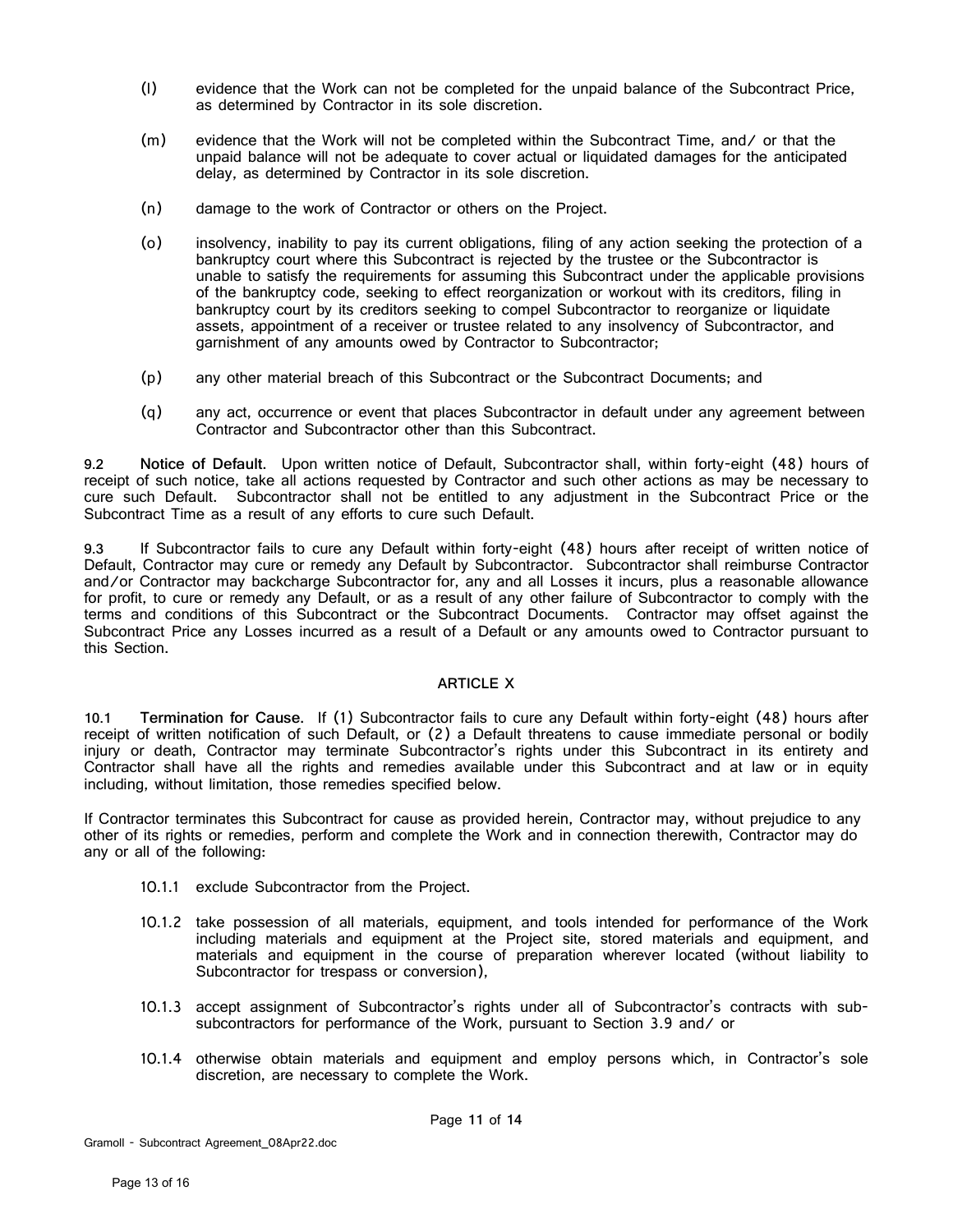(l) evidence that the Work can not be completed for the unpaid balance of the Subcontract Price, as determined by Contractor in its sole discretion.

(m) evidence that the Work will not be completed within the Subcontract Time, and/ or that the unpaid balance will not be adequate to cover actual or liquidated damages for the anticipated delay, as determined by Contractor in its sole discretion.

(n) damage to the work of Contractor or others on the Project.

(o) insolvency, inability to pay its current obligations, filing of any action seeking the protection of a bankruptcy court where this Subcontract is rejected by the trustee or the Subcontractor is unable to satisfy the requirements for assuming this Subcontract under the applicable provisions of the bankruptcy code, seeking to effect reorganization or workout with its creditors, filing in bankruptcy court by its creditors seeking to compel Subcontractor to reorganize or liquidate assets, appointment of a receiver or trustee related to any insolvency of Subcontractor, and garnishment of any amounts owed by Contractor to Subcontractor;

(p) any other material breach of this Subcontract or the Subcontract Documents; and

(q) any act, occurrence or event that places Subcontractor in default under any agreement between Contractor and Subcontractor other than this Subcontract.

9.2 **Notice of Default.** Upon written notice of Default, Subcontractor shall, within forty-eight (48) hours of receipt of such notice, take all actions requested by Contractor and such other actions as may be necessary to cure such Default. Subcontractor shall not be entitled to any adjustment in the Subcontract Price or the Subcontract Time as a result of any efforts to cure such Default.

9.3 If Subcontractor fails to cure any Default within forty-eight (48) hours after receipt of written notice of Default, Contractor may cure or remedy any Default by Subcontractor. Subcontractor shall reimburse Contractor and/or Contractor may backcharge Subcontractor for, any and all Losses it incurs, plus a reasonable allowance for profit, to cure or remedy any Default, or as a result of any other failure of Subcontractor to comply with the terms and conditions of this Subcontract or the Subcontract Documents. Contractor may offset against the Subcontract Price any Losses incurred as a result of a Default or any amounts owed to Contractor pursuant to this Section.

## ARTICLE X

10.1 **Termination for Cause.** If (1) Subcontractor fails to cure any Default within forty-eight (48) hours after receipt of written notification of such Default, or (2) a Default threatens to cause immediate personal or bodily injury or death, Contractor may terminate Subcontractor's rights under this Subcontract in its entirety and Contractor shall have all the rights and remedies available under this Subcontract and at law or in equity including, without limitation, those remedies specified below.

If Contractor terminates this Subcontract for cause as provided herein, Contractor may, without prejudice to any other of its rights or remedies, perform and complete the Work and in connection therewith, Contractor may do any or all of the following:

10.1.1 exclude Subcontractor from the Project.

10.1.2 take possession of all materials, equipment, and tools intended for performance of the Work including materials and equipment at the Project site, stored materials and equipment, and materials and equipment in the course of preparation wherever located (without liability to Subcontractor for trespass or conversion),

10.1.3 accept assignment of Subcontractor's rights under all of Subcontractor's contracts with sub-subcontractors for performance of the Work, pursuant to Section 3.9 and/ or

10.1.4 otherwise obtain materials and equipment and employ persons which, in Contractor's sole discretion, are necessary to complete the Work.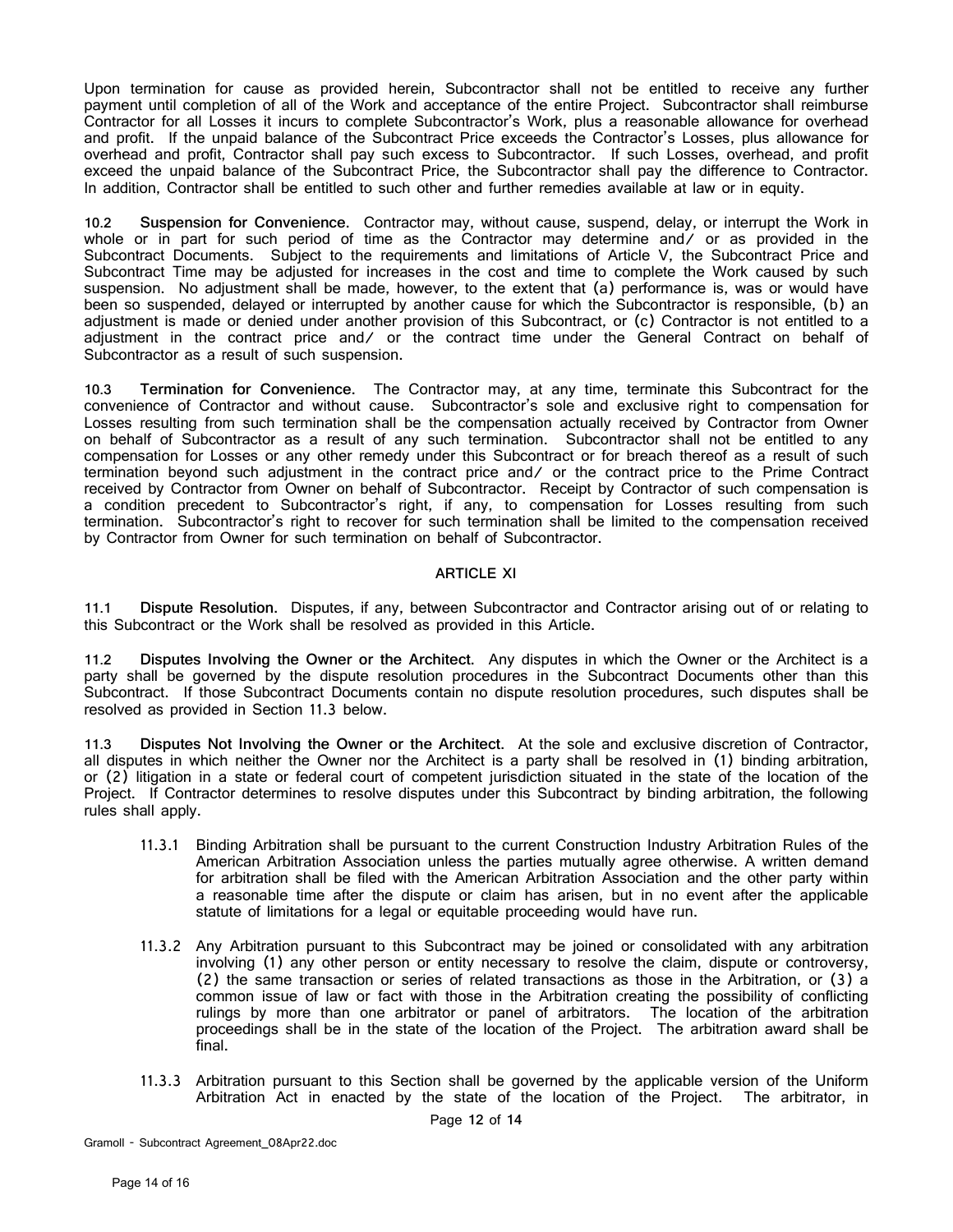Upon termination for cause as provided herein, Subcontractor shall not be entitled to receive any further payment until completion of all of the Work and acceptance of the entire Project. Subcontractor shall reimburse Contractor for all Losses it incurs to complete Subcontractor's Work, plus a reasonable allowance for overhead and profit. If the unpaid balance of the Subcontract Price exceeds the Contractor's Losses, plus allowance for overhead and profit, Contractor shall pay such excess to Subcontractor. If such Losses, overhead, and profit exceed the unpaid balance of the Subcontract Price, the Subcontractor shall pay the difference to Contractor. In addition, Contractor shall be entitled to such other and further remedies available at law or in equity.

**10.2 Suspension for Convenience.** Contractor may, without cause, suspend, delay, or interrupt the Work in whole or in part for such period of time as the Contractor may determine and/ or as provided in the Subcontract Documents. Subject to the requirements and limitations of Article V, the Subcontract Price and Subcontract Time may be adjusted for increases in the cost and time to complete the Work caused by such suspension. No adjustment shall be made, however, to the extent that (a) performance is, was or would have been so suspended, delayed or interrupted by another cause for which the Subcontractor is responsible, (b) an adjustment is made or denied under another provision of this Subcontract, or (c) Contractor is not entitled to a adjustment in the contract price and/ or the contract time under the General Contract on behalf of Subcontractor as a result of such suspension.

**10.3 Termination for Convenience.** The Contractor may, at any time, terminate this Subcontract for the convenience of Contractor and without cause. Subcontractor's sole and exclusive right to compensation for Losses resulting from such termination shall be the compensation actually received by Contractor from Owner on behalf of Subcontractor as a result of any such termination. Subcontractor shall not be entitled to any compensation for Losses or any other remedy under this Subcontract or for breach thereof as a result of such termination beyond such adjustment in the contract price and/ or the contract price to the Prime Contract received by Contractor from Owner on behalf of Subcontractor. Receipt by Contractor of such compensation is a condition precedent to Subcontractor's right, if any, to compensation for Losses resulting from such termination. Subcontractor's right to recover for such termination shall be limited to the compensation received by Contractor from Owner for such termination on behalf of Subcontractor.

## ARTICLE XI

**11.1 Dispute Resolution.** Disputes, if any, between Subcontractor and Contractor arising out of or relating to this Subcontract or the Work shall be resolved as provided in this Article.

**11.2 Disputes Involving the Owner or the Architect.** Any disputes in which the Owner or the Architect is a party shall be governed by the dispute resolution procedures in the Subcontract Documents other than this Subcontract. If those Subcontract Documents contain no dispute resolution procedures, such disputes shall be resolved as provided in Section 11.3 below.

**11.3 Disputes Not Involving the Owner or the Architect**. At the sole and exclusive discretion of Contractor, all disputes in which neither the Owner nor the Architect is a party shall be resolved in (1) binding arbitration, or (2) litigation in a state or federal court of competent jurisdiction situated in the state of the location of the Project. If Contractor determines to resolve disputes under this Subcontract by binding arbitration, the following rules shall apply.

> 11.3.1 Binding Arbitration shall be pursuant to the current Construction Industry Arbitration Rules of the American Arbitration Association unless the parties mutually agree otherwise. A written demand for arbitration shall be filed with the American Arbitration Association and the other party within a reasonable time after the dispute or claim has arisen, but in no event after the applicable statute of limitations for a legal or equitable proceeding would have run.
>
> 11.3.2 Any Arbitration pursuant to this Subcontract may be joined or consolidated with any arbitration involving (1) any other person or entity necessary to resolve the claim, dispute or controversy, (2) the same transaction or series of related transactions as those in the Arbitration, or (3) a common issue of law or fact with those in the Arbitration creating the possibility of conflicting rulings by more than one arbitrator or panel of arbitrators. The location of the arbitration proceedings shall be in the state of the location of the Project. The arbitration award shall be final.
>
> 11.3.3 Arbitration pursuant to this Section shall be governed by the applicable version of the Uniform Arbitration Act in enacted by the state of the location of the Project. The arbitrator, in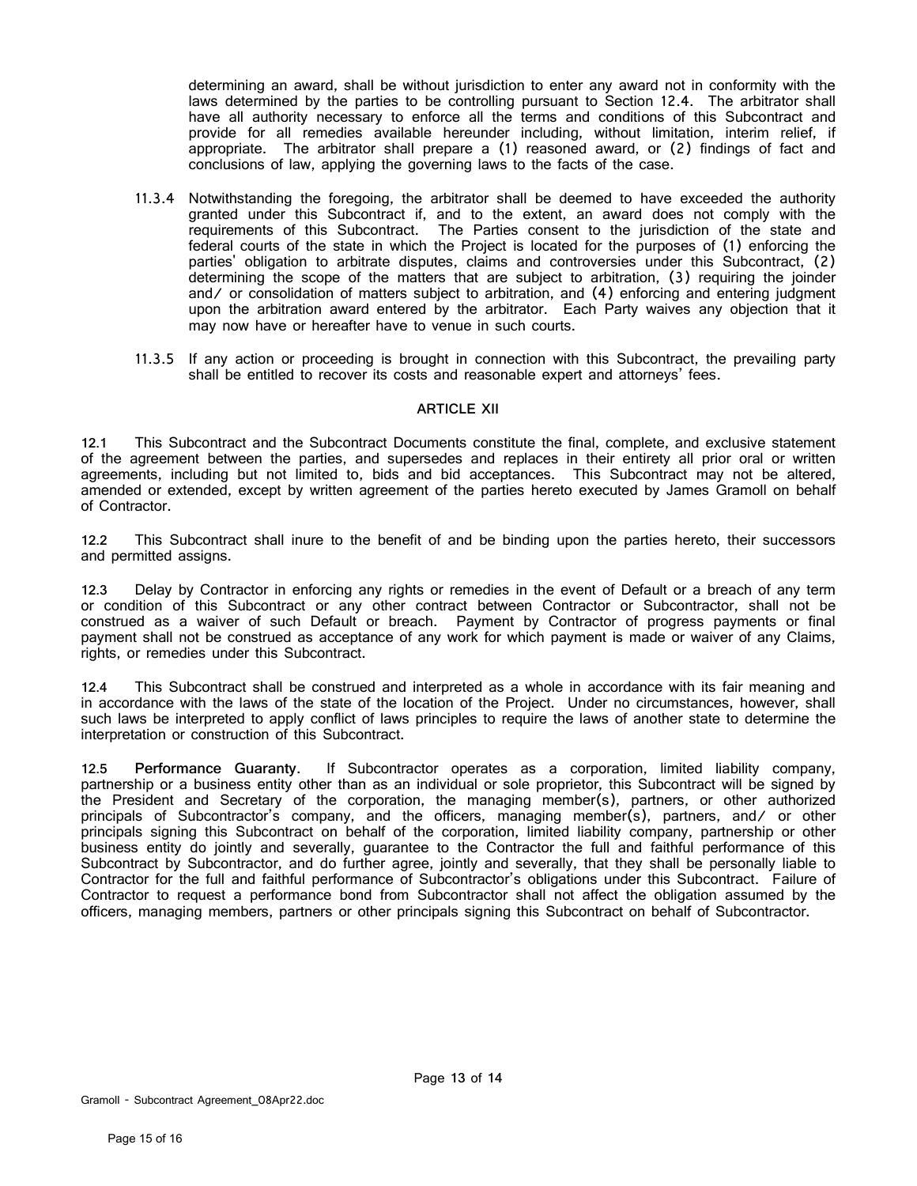determining an award, shall be without jurisdiction to enter any award not in conformity with the laws determined by the parties to be controlling pursuant to Section 12.4. The arbitrator shall have all authority necessary to enforce all the terms and conditions of this Subcontract and provide for all remedies available hereunder including, without limitation, interim relief, if appropriate. The arbitrator shall prepare a (1) reasoned award, or (2) findings of fact and conclusions of law, applying the governing laws to the facts of the case.

11.3.4 Notwithstanding the foregoing, the arbitrator shall be deemed to have exceeded the authority granted under this Subcontract if, and to the extent, an award does not comply with the requirements of this Subcontract. The Parties consent to the jurisdiction of the state and federal courts of the state in which the Project is located for the purposes of (1) enforcing the parties' obligation to arbitrate disputes, claims and controversies under this Subcontract, (2) determining the scope of the matters that are subject to arbitration, (3) requiring the joinder and/ or consolidation of matters subject to arbitration, and (4) enforcing and entering judgment upon the arbitration award entered by the arbitrator. Each Party waives any objection that it may now have or hereafter have to venue in such courts.

11.3.5 If any action or proceeding is brought in connection with this Subcontract, the prevailing party shall be entitled to recover its costs and reasonable expert and attorneys' fees.

## ARTICLE XII

12.1 This Subcontract and the Subcontract Documents constitute the final, complete, and exclusive statement of the agreement between the parties, and supersedes and replaces in their entirety all prior oral or written agreements, including but not limited to, bids and bid acceptances. This Subcontract may not be altered, amended or extended, except by written agreement of the parties hereto executed by James Gramoll on behalf of Contractor.

12.2 This Subcontract shall inure to the benefit of and be binding upon the parties hereto, their successors and permitted assigns.

12.3 Delay by Contractor in enforcing any rights or remedies in the event of Default or a breach of any term or condition of this Subcontract or any other contract between Contractor or Subcontractor, shall not be construed as a waiver of such Default or breach. Payment by Contractor of progress payments or final payment shall not be construed as acceptance of any work for which payment is made or waiver of any Claims, rights, or remedies under this Subcontract.

12.4 This Subcontract shall be construed and interpreted as a whole in accordance with its fair meaning and in accordance with the laws of the state of the location of the Project. Under no circumstances, however, shall such laws be interpreted to apply conflict of laws principles to require the laws of another state to determine the interpretation or construction of this Subcontract.

12.5 **Performance Guaranty**. If Subcontractor operates as a corporation, limited liability company, partnership or a business entity other than as an individual or sole proprietor, this Subcontract will be signed by the President and Secretary of the corporation, the managing member(s), partners, or other authorized principals of Subcontractor's company, and the officers, managing member(s), partners, and/ or other principals signing this Subcontract on behalf of the corporation, limited liability company, partnership or other business entity do jointly and severally, guarantee to the Contractor the full and faithful performance of this Subcontract by Subcontractor, and do further agree, jointly and severally, that they shall be personally liable to Contractor for the full and faithful performance of Subcontractor's obligations under this Subcontract. Failure of Contractor to request a performance bond from Subcontractor shall not affect the obligation assumed by the officers, managing members, partners or other principals signing this Subcontract on behalf of Subcontractor.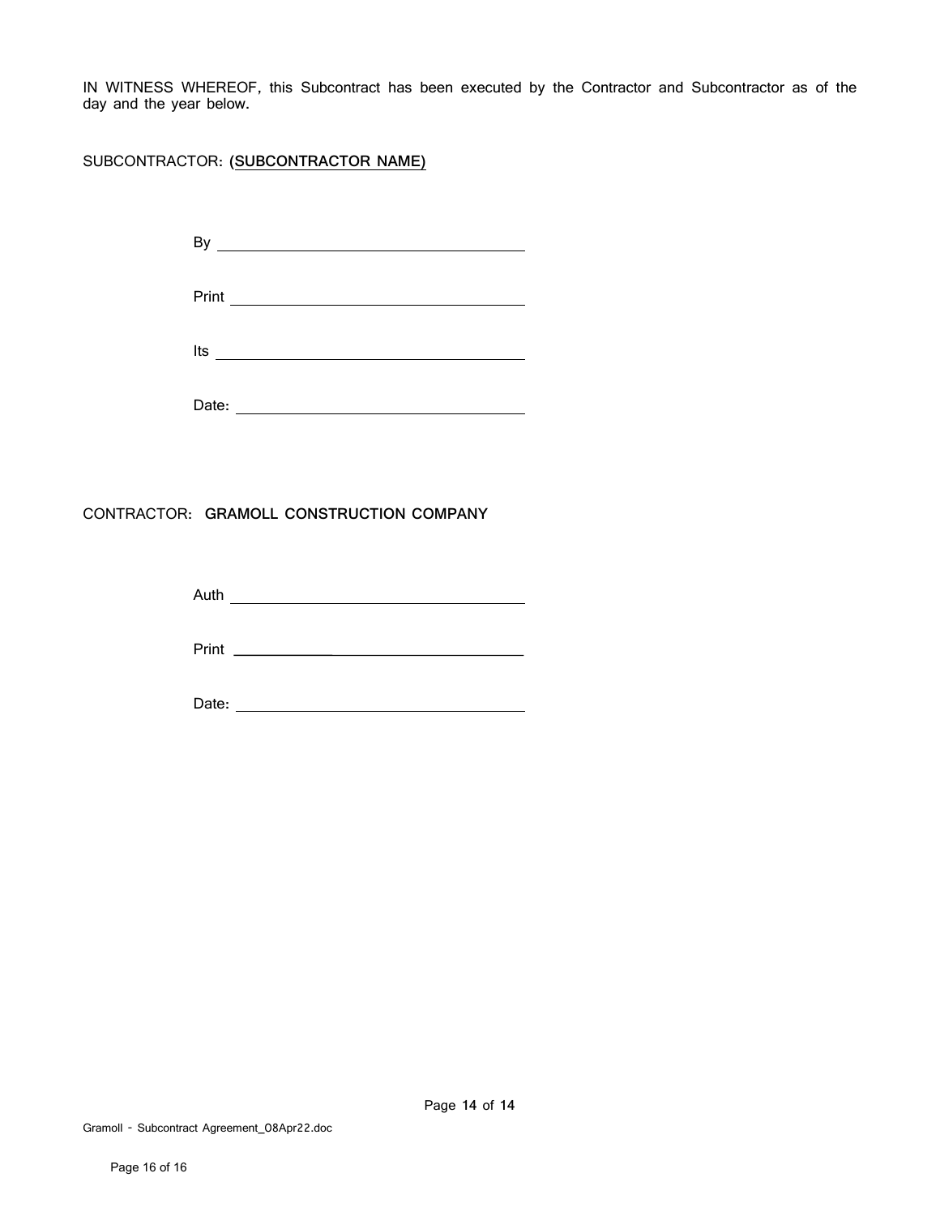IN WITNESS WHEREOF, this Subcontract has been executed by the Contractor and Subcontractor as of the day and the year below.

SUBCONTRACTOR: **(SUBCONTRACTOR NAME)**

By \_\_\_\_\_\_\_\_\_\_\_\_\_\_\_\_\_\_\_\_\_\_\_\_\_\_\_\_\_\_\_\_\_\_\_\_

Print \_\_\_\_\_\_\_\_\_\_\_\_\_\_\_\_\_\_\_\_\_\_\_\_\_\_\_\_\_\_\_\_\_\_

Its \_\_\_\_\_\_\_\_\_\_\_\_\_\_\_\_\_\_\_\_\_\_\_\_\_\_\_\_\_\_\_\_\_\_\_\_

Date: \_\_\_\_\_\_\_\_\_\_\_\_\_\_\_\_\_\_\_\_\_\_\_\_\_\_\_\_\_\_\_\_\_

CONTRACTOR: **GRAMOLL CONSTRUCTION COMPANY**

Auth \_\_\_\_\_\_\_\_\_\_\_\_\_\_\_\_\_\_\_\_\_\_\_\_\_\_\_\_\_\_\_\_\_\_

Print \_\_\_\_\_\_\_\_\_\_\_\_\_\_\_\_\_\_\_\_\_\_\_\_\_\_\_\_\_\_\_\_\_\_

Date: \_\_\_\_\_\_\_\_\_\_\_\_\_\_\_\_\_\_\_\_\_\_\_\_\_\_\_\_\_\_\_\_\_